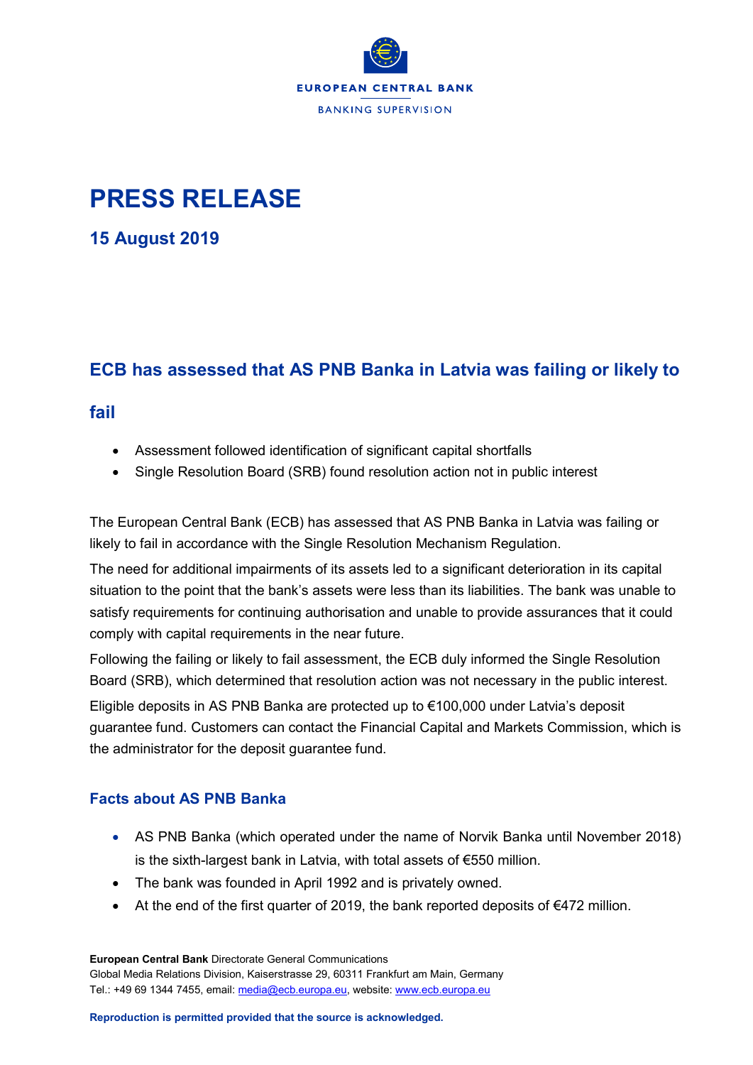EUROPEAN CENTRAL BANK

BANKING SUPERVISION

# PRESS RELEASE

## 15 August 2019

## ECB has assessed that AS PNB Banka in Latvia was failing or likely to fail

- Assessment followed identification of significant capital shortfalls
- Single Resolution Board (SRB) found resolution action not in public interest

The European Central Bank (ECB) has assessed that AS PNB Banka in Latvia was failing or likely to fail in accordance with the Single Resolution Mechanism Regulation.

The need for additional impairments of its assets led to a significant deterioration in its capital situation to the point that the bank's assets were less than its liabilities. The bank was unable to satisfy requirements for continuing authorisation and unable to provide assurances that it could comply with capital requirements in the near future.

Following the failing or likely to fail assessment, the ECB duly informed the Single Resolution Board (SRB), which determined that resolution action was not necessary in the public interest.

Eligible deposits in AS PNB Banka are protected up to €100,000 under Latvia's deposit guarantee fund. Customers can contact the Financial Capital and Markets Commission, which is the administrator for the deposit guarantee fund.

### Facts about AS PNB Banka

- AS PNB Banka (which operated under the name of Norvik Banka until November 2018) is the sixth-largest bank in Latvia, with total assets of €550 million.
- The bank was founded in April 1992 and is privately owned.
- At the end of the first quarter of 2019, the bank reported deposits of €472 million.

**European Central Bank** Directorate General Communications
Global Media Relations Division, Kaiserstrasse 29, 60311 Frankfurt am Main, Germany
Tel.: +49 69 1344 7455, email: media@ecb.europa.eu, website: www.ecb.europa.eu

**Reproduction is permitted provided that the source is acknowledged.**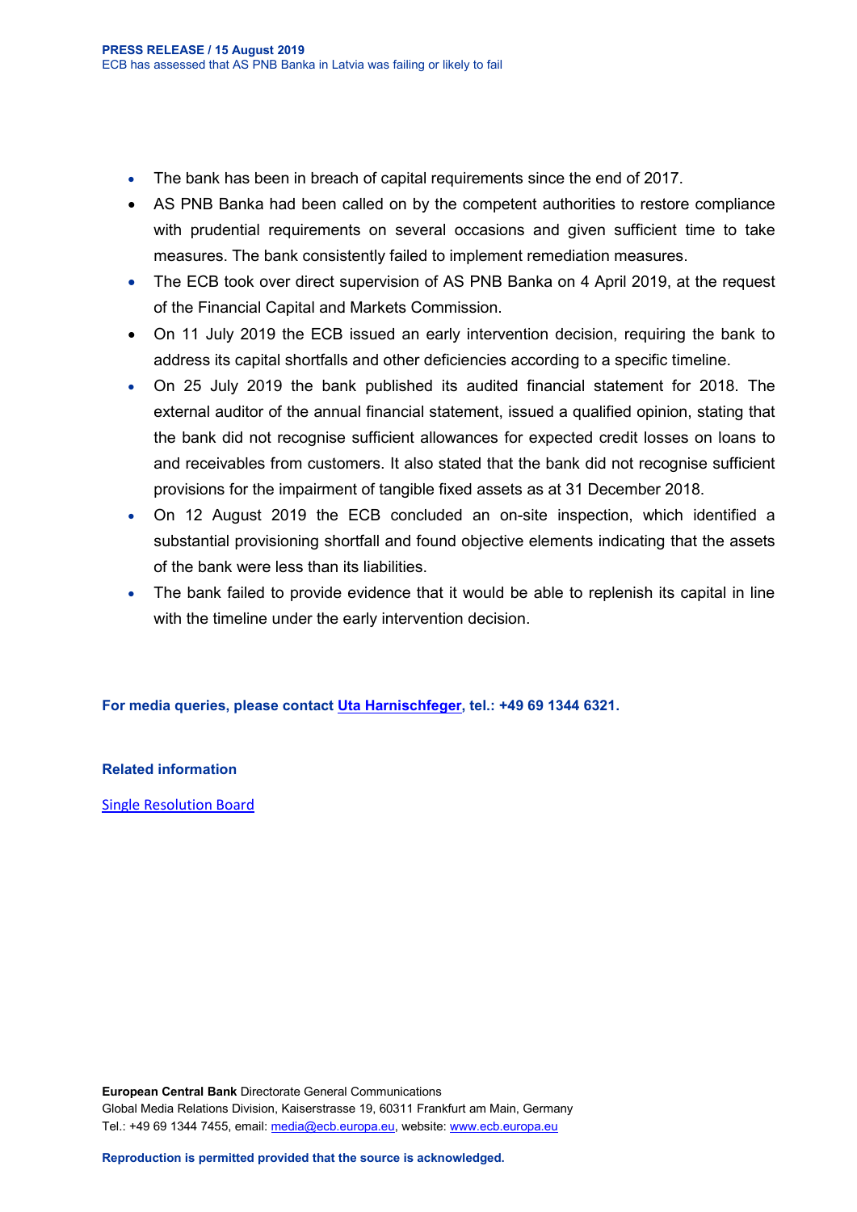- The bank has been in breach of capital requirements since the end of 2017.
- AS PNB Banka had been called on by the competent authorities to restore compliance with prudential requirements on several occasions and given sufficient time to take measures. The bank consistently failed to implement remediation measures.
- The ECB took over direct supervision of AS PNB Banka on 4 April 2019, at the request of the Financial Capital and Markets Commission.
- On 11 July 2019 the ECB issued an early intervention decision, requiring the bank to address its capital shortfalls and other deficiencies according to a specific timeline.
- On 25 July 2019 the bank published its audited financial statement for 2018. The external auditor of the annual financial statement, issued a qualified opinion, stating that the bank did not recognise sufficient allowances for expected credit losses on loans to and receivables from customers. It also stated that the bank did not recognise sufficient provisions for the impairment of tangible fixed assets as at 31 December 2018.
- On 12 August 2019 the ECB concluded an on-site inspection, which identified a substantial provisioning shortfall and found objective elements indicating that the assets of the bank were less than its liabilities.
- The bank failed to provide evidence that it would be able to replenish its capital in line with the timeline under the early intervention decision.

**For media queries, please contact Uta Harnischfeger, tel.: +49 69 1344 6321.**

**Related information**

Single Resolution Board

**European Central Bank** Directorate General Communications
Global Media Relations Division, Kaiserstrasse 19, 60311 Frankfurt am Main, Germany
Tel.: +49 69 1344 7455, email: media@ecb.europa.eu, website: www.ecb.europa.eu

**Reproduction is permitted provided that the source is acknowledged.**